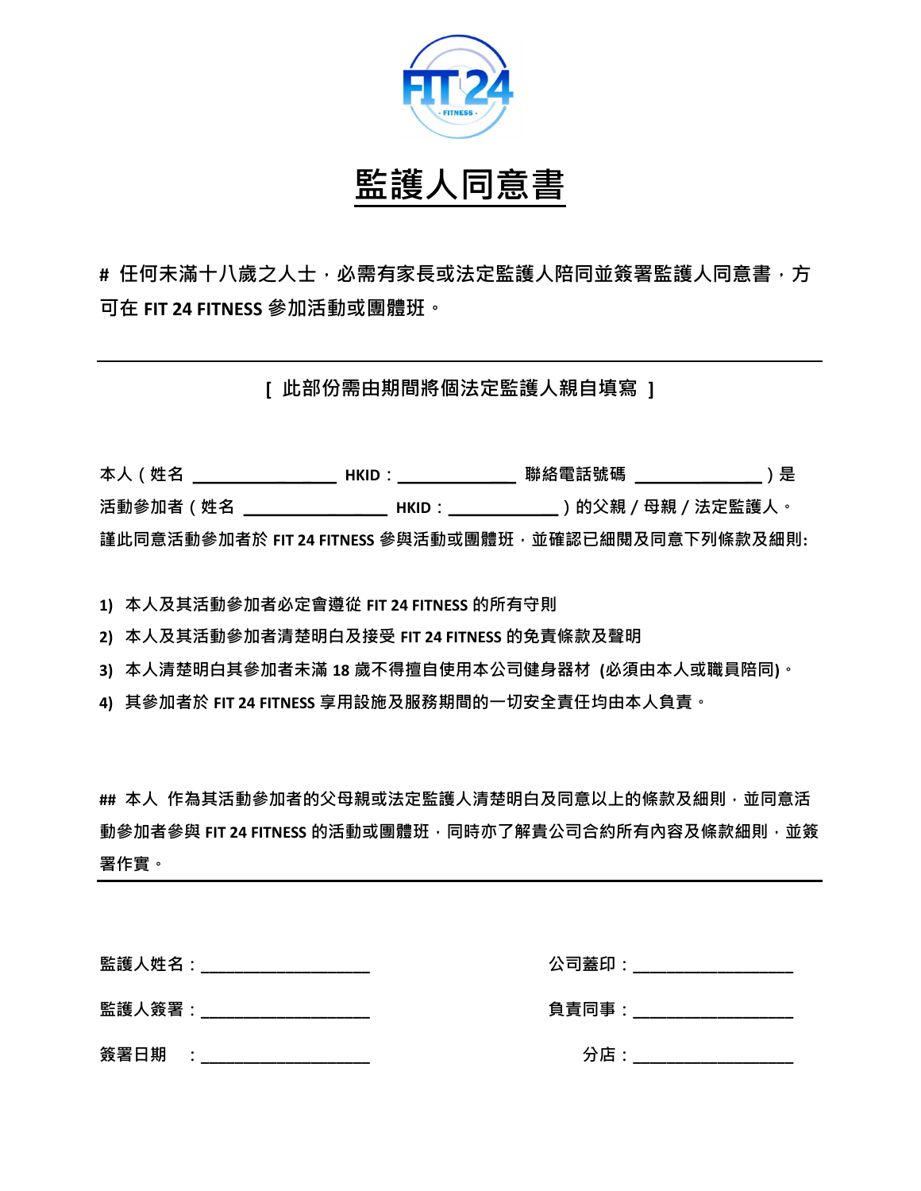FIT 24 - FITNESS -

# 監護人同意書

**# 任何未滿十八歲之人士，必需有家長或法定監護人陪同並簽署監護人同意書，方可在 FIT 24 FITNESS 參加活動或團體班。**

---

**[ 此部份需由期間將個法定監護人親自填寫 ]**

本人（姓名 ________________ HKID：______________ 聯絡電話號碼 ______________ ）是活動參加者（姓名 ________________ HKID：_____________ ）的父親 / 母親 / 法定監護人。謹此同意活動參加者於 FIT 24 FITNESS 參與活動或團體班，並確認已細閱及同意下列條款及細則:

1) 本人及其活動參加者必定會遵從 FIT 24 FITNESS 的所有守則
2) 本人及其活動參加者清楚明白及接受 FIT 24 FITNESS 的免責條款及聲明
3) 本人清楚明白其參加者未滿 18 歲不得擅自使用本公司健身器材 (必須由本人或職員陪同)。
4) 其參加者於 FIT 24 FITNESS 享用設施及服務期間的一切安全責任均由本人負責。

## 本人 作為其活動參加者的父母親或法定監護人清楚明白及同意以上的條款及細則，並同意活動參加者參與 FIT 24 FITNESS 的活動或團體班，同時亦了解貴公司合約所有內容及條款細則，並簽署作實。

---

監護人姓名：____________________

監護人簽署：____________________

簽署日期　：____________________

公司蓋印：____________________

負責同事：____________________

分店：____________________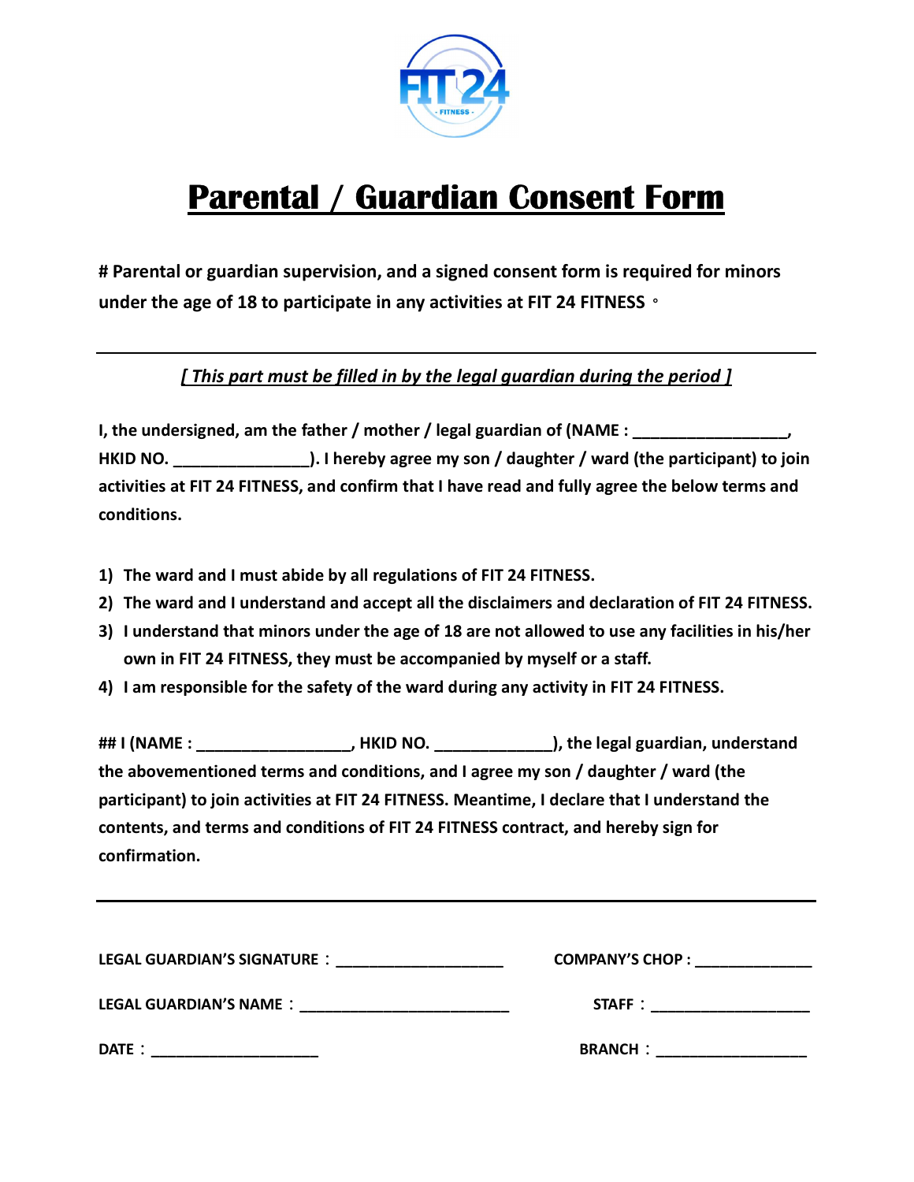# Parental / Guardian Consent Form

**# Parental or guardian supervision, and a signed consent form is required for minors under the age of 18 to participate in any activities at FIT 24 FITNESS。**

---

*[ This part must be filled in by the legal guardian during the period ]*

**I, the undersigned, am the father / mother / legal guardian of (NAME : _________________, HKID NO. _______________). I hereby agree my son / daughter / ward (the participant) to join activities at FIT 24 FITNESS, and confirm that I have read and fully agree the below terms and conditions.**

1) **The ward and I must abide by all regulations of FIT 24 FITNESS.**
2) **The ward and I understand and accept all the disclaimers and declaration of FIT 24 FITNESS.**
3) **I understand that minors under the age of 18 are not allowed to use any facilities in his/her own in FIT 24 FITNESS, they must be accompanied by myself or a staff.**
4) **I am responsible for the safety of the ward during any activity in FIT 24 FITNESS.**

**## I (NAME : _________________, HKID NO. _____________), the legal guardian, understand the abovementioned terms and conditions, and I agree my son / daughter / ward (the participant) to join activities at FIT 24 FITNESS. Meantime, I declare that I understand the contents, and terms and conditions of FIT 24 FITNESS contract, and hereby sign for confirmation.**

---

**LEGAL GUARDIAN'S SIGNATURE：** ____________________

**LEGAL GUARDIAN'S NAME：** _________________________

**DATE：** ____________________

**COMPANY'S CHOP :** ______________

**STAFF：** ___________________

**BRANCH：** __________________